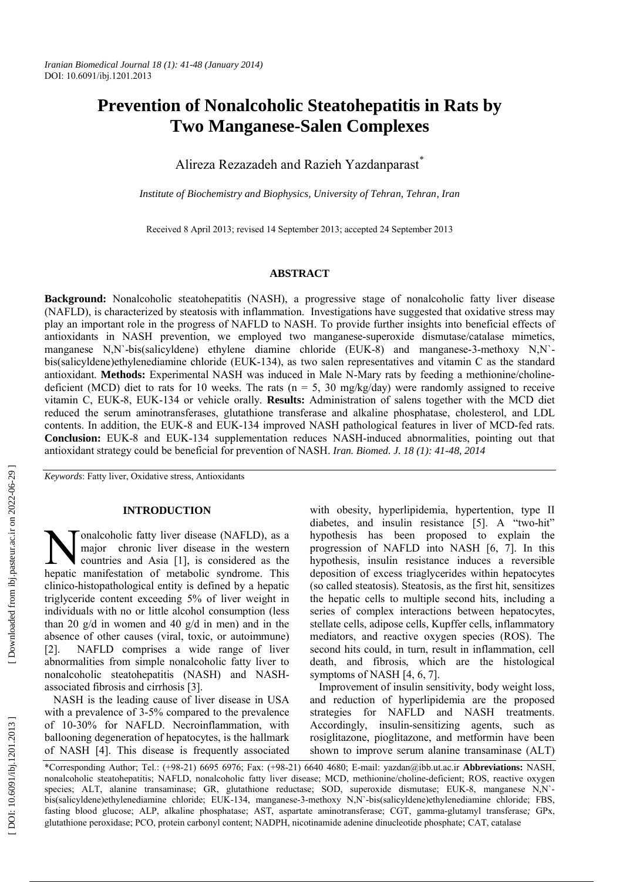# Prevention of Nonalcoholic Steatohepatitis in Rats by Two Manganese-Salen Complexes

Alireza Rezazadeh and Razieh Yazdanparast*

*Institute of Biochemistry and Biophysics, University of Tehran, Tehran, Iran*

Received 8 April 2013; revised 14 September 2013; accepted 24 September 2013

## ABSTRACT

**Background:** Nonalcoholic steatohepatitis (NASH), a progressive stage of nonalcoholic fatty liver disease (NAFLD), is characterized by steatosis with inflammation. Investigations have suggested that oxidative stress may play an important role in the progress of NAFLD to NASH. To provide further insights into beneficial effects of antioxidants in NASH prevention, we employed two manganese-superoxide dismutase/catalase mimetics, manganese N,N`-bis(salicyldene) ethylene diamine chloride (EUK-8) and manganese-3-methoxy N,N`-bis(salicyldene)ethylenediamine chloride (EUK-134), as two salen representatives and vitamin C as the standard antioxidant. **Methods:** Experimental NASH was induced in Male N-Mary rats by feeding a methionine/choline-deficient (MCD) diet to rats for 10 weeks. The rats (n = 5, 30 mg/kg/day) were randomly assigned to receive vitamin C, EUK-8, EUK-134 or vehicle orally. **Results:** Administration of salens together with the MCD diet reduced the serum aminotransferases, glutathione transferase and alkaline phosphatase, cholesterol, and LDL contents. In addition, the EUK-8 and EUK-134 improved NASH pathological features in liver of MCD-fed rats. **Conclusion:** EUK-8 and EUK-134 supplementation reduces NASH-induced abnormalities, pointing out that antioxidant strategy could be beneficial for prevention of NASH. *Iran. Biomed. J. 18 (1): 41-48, 2014*

*Keywords*: Fatty liver, Oxidative stress, Antioxidants

## INTRODUCTION

Nonalcoholic fatty liver disease (NAFLD), as a major chronic liver disease in the western countries and Asia [1], is considered as the hepatic manifestation of metabolic syndrome. This clinico-histopathological entity is defined by a hepatic triglyceride content exceeding 5% of liver weight in individuals with no or little alcohol consumption (less than 20 g/d in women and 40 g/d in men) and in the absence of other causes (viral, toxic, or autoimmune) [2]. NAFLD comprises a wide range of liver abnormalities from simple nonalcoholic fatty liver to nonalcoholic steatohepatitis (NASH) and NASH-associated fibrosis and cirrhosis [3].

NASH is the leading cause of liver disease in USA with a prevalence of 3-5% compared to the prevalence of 10-30% for NAFLD. Necroinflammation, with ballooning degeneration of hepatocytes, is the hallmark of NASH [4]. This disease is frequently associated with obesity, hyperlipidemia, hypertention, type II diabetes, and insulin resistance [5]. A "two-hit" hypothesis has been proposed to explain the progression of NAFLD into NASH [6, 7]. In this hypothesis, insulin resistance induces a reversible deposition of excess triaglycerides within hepatocytes (so called steatosis). Steatosis, as the first hit, sensitizes the hepatic cells to multiple second hits, including a series of complex interactions between hepatocytes, stellate cells, adipose cells, Kupffer cells, inflammatory mediators, and reactive oxygen species (ROS). The second hits could, in turn, result in inflammation, cell death, and fibrosis, which are the histological symptoms of NASH [4, 6, 7].

Improvement of insulin sensitivity, body weight loss, and reduction of hyperlipidemia are the proposed strategies for NAFLD and NASH treatments. Accordingly, insulin-sensitizing agents, such as rosiglitazone, pioglitazone, and metformin have been shown to improve serum alanine transaminase (ALT)

*Corresponding Author; Tel.: (+98-21) 6695 6976; Fax: (+98-21) 6640 4680; E-mail: yazdan@ibb.ut.ac.ir **Abbreviations:** NASH, nonalcoholic steatohepatitis; NAFLD, nonalcoholic fatty liver disease; MCD, methionine/choline-deficient; ROS, reactive oxygen species; ALT, alanine transaminase; GR, glutathione reductase; SOD, superoxide dismutase; EUK-8, manganese N,N`-bis(salicyldene)ethylenediamine chloride; EUK-134, manganese-3-methoxy N,N`-bis(salicyldene)ethylenediamine chloride; FBS, fasting blood glucose; ALP, alkaline phosphatase; AST, aspartate aminotransferase; CGT, gamma-glutamyl transferase; GPx, glutathione peroxidase; PCO, protein carbonyl content; NADPH, nicotinamide adenine dinucleotide phosphate; CAT, catalase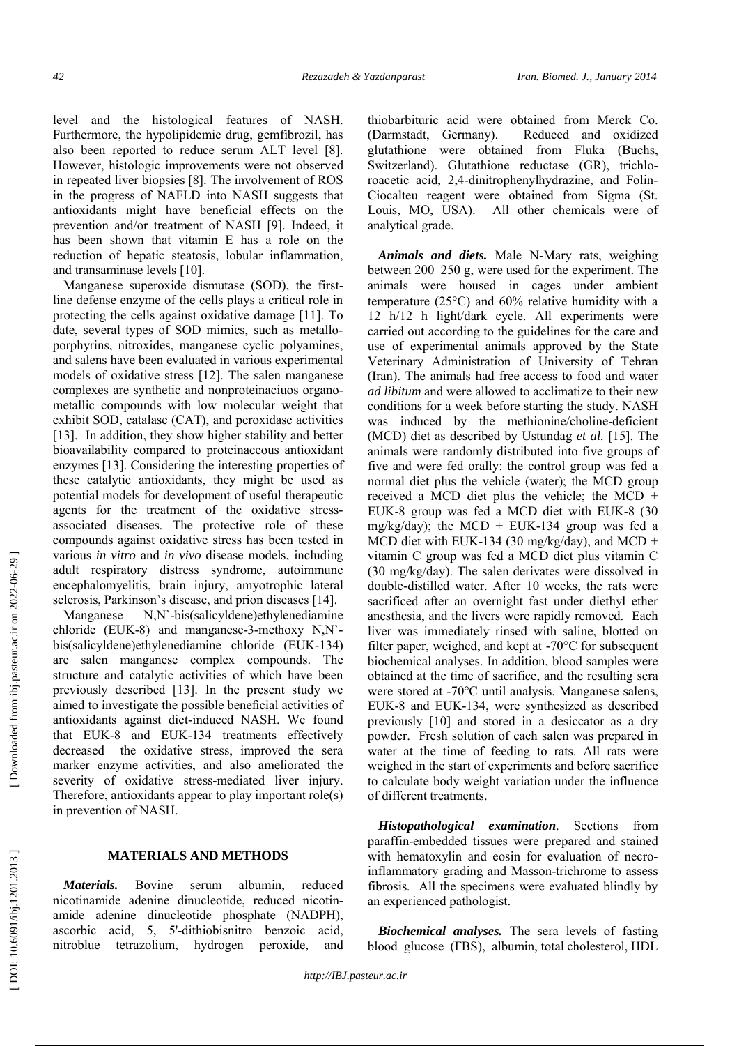level and the histological features of NASH. Furthermore, the hypolipidemic drug, gemfibrozil, has also been reported to reduce serum ALT level [8]. However, histologic improvements were not observed in repeated liver biopsies [8]. The involvement of ROS in the progress of NAFLD into NASH suggests that antioxidants might have beneficial effects on the prevention and/or treatment of NASH [9]. Indeed, it has been shown that vitamin E has a role on the reduction of hepatic steatosis, lobular inflammation, and transaminase levels [10].

Manganese superoxide dismutase (SOD), the first-line defense enzyme of the cells plays a critical role in protecting the cells against oxidative damage [11]. To date, several types of SOD mimics, such as metalloporphyrins, nitroxides, manganese cyclic polyamines, and salens have been evaluated in various experimental models of oxidative stress [12]. The salen manganese complexes are synthetic and nonproteinaciuos organometallic compounds with low molecular weight that exhibit SOD, catalase (CAT), and peroxidase activities [13]. In addition, they show higher stability and better bioavailability compared to proteinaceous antioxidant enzymes [13]. Considering the interesting properties of these catalytic antioxidants, they might be used as potential models for development of useful therapeutic agents for the treatment of the oxidative stress-associated diseases. The protective role of these compounds against oxidative stress has been tested in various *in vitro* and *in vivo* disease models, including adult respiratory distress syndrome, autoimmune encephalomyelitis, brain injury, amyotrophic lateral sclerosis, Parkinson's disease, and prion diseases [14].

Manganese N,N`-bis(salicyldene)ethylenediamine chloride (EUK-8) and manganese-3-methoxy N,N`-bis(salicyldene)ethylenediamine chloride (EUK-134) are salen manganese complex compounds. The structure and catalytic activities of which have been previously described [13]. In the present study we aimed to investigate the possible beneficial activities of antioxidants against diet-induced NASH. We found that EUK-8 and EUK-134 treatments effectively decreased the oxidative stress, improved the sera marker enzyme activities, and also ameliorated the severity of oxidative stress-mediated liver injury. Therefore, antioxidants appear to play important role(s) in prevention of NASH.

## MATERIALS AND METHODS

***Materials.*** Bovine serum albumin, reduced nicotinamide adenine dinucleotide, reduced nicotinamide adenine dinucleotide phosphate (NADPH), ascorbic acid, 5, 5'-dithiobisnitro benzoic acid, nitroblue tetrazolium, hydrogen peroxide, and thiobarbituric acid were obtained from Merck Co. (Darmstadt, Germany). Reduced and oxidized glutathione were obtained from Fluka (Buchs, Switzerland). Glutathione reductase (GR), trichloroacetic acid, 2,4-dinitrophenylhydrazine, and Folin-Ciocalteu reagent were obtained from Sigma (St. Louis, MO, USA). All other chemicals were of analytical grade.

***Animals and diets.*** Male N-Mary rats, weighing between 200–250 g, were used for the experiment. The animals were housed in cages under ambient temperature (25°C) and 60% relative humidity with a 12 h/12 h light/dark cycle. All experiments were carried out according to the guidelines for the care and use of experimental animals approved by the State Veterinary Administration of University of Tehran (Iran). The animals had free access to food and water *ad libitum* and were allowed to acclimatize to their new conditions for a week before starting the study. NASH was induced by the methionine/choline-deficient (MCD) diet as described by Ustundag *et al.* [15]. The animals were randomly distributed into five groups of five and were fed orally: the control group was fed a normal diet plus the vehicle (water); the MCD group received a MCD diet plus the vehicle; the MCD + EUK-8 group was fed a MCD diet with EUK-8 (30 mg/kg/day); the MCD + EUK-134 group was fed a MCD diet with EUK-134 (30 mg/kg/day), and MCD + vitamin C group was fed a MCD diet plus vitamin C (30 mg/kg/day). The salen derivates were dissolved in double-distilled water. After 10 weeks, the rats were sacrificed after an overnight fast under diethyl ether anesthesia, and the livers were rapidly removed. Each liver was immediately rinsed with saline, blotted on filter paper, weighed, and kept at -70°C for subsequent biochemical analyses. In addition, blood samples were obtained at the time of sacrifice, and the resulting sera were stored at -70°C until analysis. Manganese salens, EUK-8 and EUK-134, were synthesized as described previously [10] and stored in a desiccator as a dry powder. Fresh solution of each salen was prepared in water at the time of feeding to rats. All rats were weighed in the start of experiments and before sacrifice to calculate body weight variation under the influence of different treatments.

***Histopathological examination*.** Sections from paraffin-embedded tissues were prepared and stained with hematoxylin and eosin for evaluation of necro-inflammatory grading and Masson-trichrome to assess fibrosis. All the specimens were evaluated blindly by an experienced pathologist.

***Biochemical analyses.*** The sera levels of fasting blood glucose (FBS), albumin, total cholesterol, HDL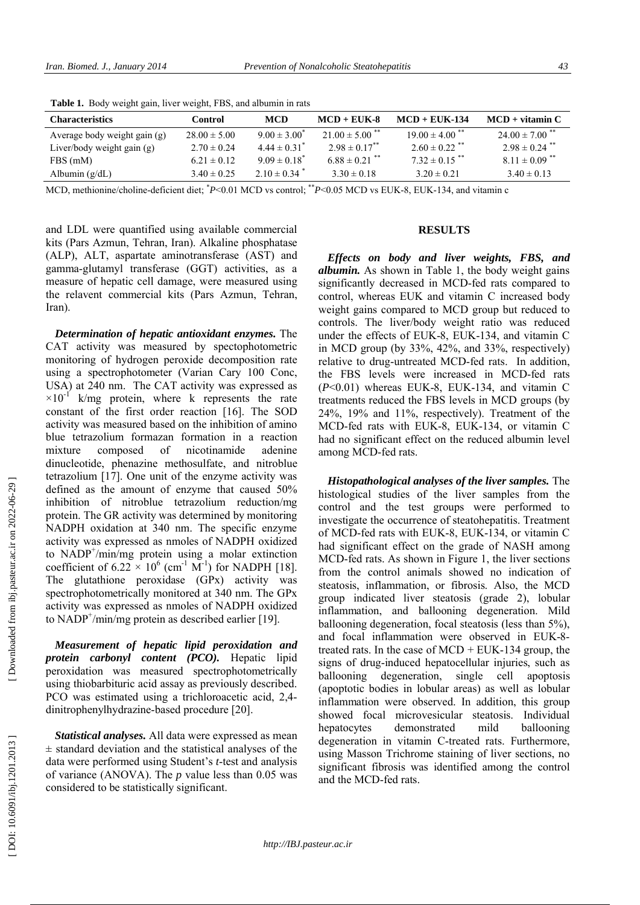**Table 1.** Body weight gain, liver weight, FBS, and albumin in rats

| Characteristics | Control | MCD | MCD + EUK-8 | MCD + EUK-134 | MCD + vitamin C |
|---|---|---|---|---|---|
| Average body weight gain (g) | 28.00 ± 5.00 | 9.00 ± 3.00* | 21.00 ± 5.00 ** | 19.00 ± 4.00 ** | 24.00 ± 7.00 ** |
| Liver/body weight gain (g) | 2.70 ± 0.24 | 4.44 ± 0.31* | 2.98 ± 0.17** | 2.60 ± 0.22 ** | 2.98 ± 0.24 ** |
| FBS (mM) | 6.21 ± 0.12 | 9.09 ± 0.18* | 6.88 ± 0.21 ** | 7.32 ± 0.15 ** | 8.11 ± 0.09 ** |
| Albumin (g/dL) | 3.40 ± 0.25 | 2.10 ± 0.34 * | 3.30 ± 0.18 | 3.20 ± 0.21 | 3.40 ± 0.13 |

MCD, methionine/choline-deficient diet; *$P<0.01$ MCD vs control; **$P<0.05$ MCD vs EUK-8, EUK-134, and vitamin c

and LDL were quantified using available commercial kits (Pars Azmun, Tehran, Iran). Alkaline phosphatase (ALP), ALT, aspartate aminotransferase (AST) and gamma-glutamyl transferase (GGT) activities, as a measure of hepatic cell damage, were measured using the relavent commercial kits (Pars Azmun, Tehran, Iran).

***Determination of hepatic antioxidant enzymes.*** The CAT activity was measured by spectophotometric monitoring of hydrogen peroxide decomposition rate using a spectrophotometer (Varian Cary 100 Conc, USA) at 240 nm. The CAT activity was expressed as $\times 10^{-1}$ k/mg protein, where k represents the rate constant of the first order reaction [16]. The SOD activity was measured based on the inhibition of amino blue tetrazolium formazan formation in a reaction mixture composed of nicotinamide adenine dinucleotide, phenazine methosulfate, and nitroblue tetrazolium [17]. One unit of the enzyme activity was defined as the amount of enzyme that caused 50% inhibition of nitroblue tetrazolium reduction/mg protein. The GR activity was determined by monitoring NADPH oxidation at 340 nm. The specific enzyme activity was expressed as nmoles of NADPH oxidized to $NADP^+$/min/mg protein using a molar extinction coefficient of $6.22 \times 10^6$ ($cm^{-1}$ $M^{-1}$) for NADPH [18]. The glutathione peroxidase (GPx) activity was spectrophotometrically monitored at 340 nm. The GPx activity was expressed as nmoles of NADPH oxidized to $NADP^+$/min/mg protein as described earlier [19].

***Measurement of hepatic lipid peroxidation and protein carbonyl content (PCO).*** Hepatic lipid peroxidation was measured spectrophotometrically using thiobarbituric acid assay as previously described. PCO was estimated using a trichloroacetic acid, 2,4-dinitrophenylhydrazine-based procedure [20].

***Statistical analyses.*** All data were expressed as mean ± standard deviation and the statistical analyses of the data were performed using Student's *t*-test and analysis of variance (ANOVA). The *p* value less than 0.05 was considered to be statistically significant.

## RESULTS

***Effects on body and liver weights, FBS, and albumin.*** As shown in Table 1, the body weight gains significantly decreased in MCD-fed rats compared to control, whereas EUK and vitamin C increased body weight gains compared to MCD group but reduced to controls. The liver/body weight ratio was reduced under the effects of EUK-8, EUK-134, and vitamin C in MCD group (by 33%, 42%, and 33%, respectively) relative to drug-untreated MCD-fed rats. In addition, the FBS levels were increased in MCD-fed rats ($P<0.01$) whereas EUK-8, EUK-134, and vitamin C treatments reduced the FBS levels in MCD groups (by 24%, 19% and 11%, respectively). Treatment of the MCD-fed rats with EUK-8, EUK-134, or vitamin C had no significant effect on the reduced albumin level among MCD-fed rats.

***Histopathological analyses of the liver samples.*** The histological studies of the liver samples from the control and the test groups were performed to investigate the occurrence of steatohepatitis. Treatment of MCD-fed rats with EUK-8, EUK-134, or vitamin C had significant effect on the grade of NASH among MCD-fed rats. As shown in Figure 1, the liver sections from the control animals showed no indication of steatosis, inflammation, or fibrosis. Also, the MCD group indicated liver steatosis (grade 2), lobular inflammation, and ballooning degeneration. Mild ballooning degeneration, focal steatosis (less than 5%), and focal inflammation were observed in EUK-8-treated rats. In the case of MCD + EUK-134 group, the signs of drug-induced hepatocellular injuries, such as ballooning degeneration, single cell apoptosis (apoptotic bodies in lobular areas) as well as lobular inflammation were observed. In addition, this group showed focal microvesicular steatosis. Individual hepatocytes demonstrated mild ballooning degeneration in vitamin C-treated rats. Furthermore, using Masson Trichrome staining of liver sections, no significant fibrosis was identified among the control and the MCD-fed rats.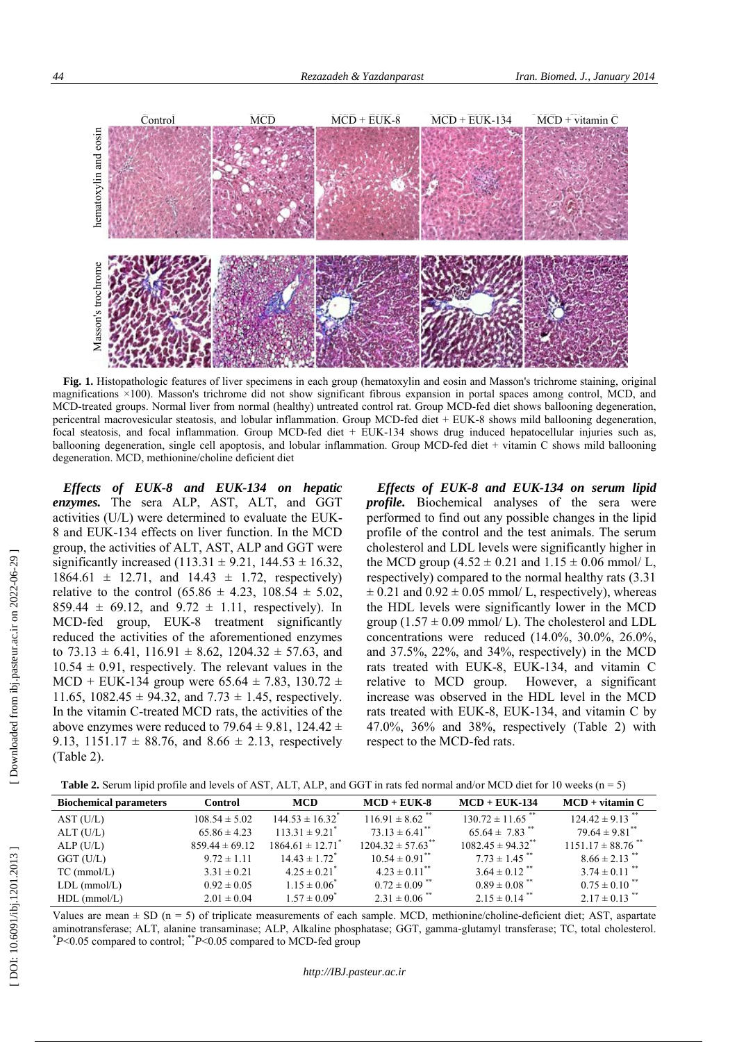**Fig. 1.** Histopathologic features of liver specimens in each group (hematoxylin and eosin and Masson's trichrome staining, original magnifications ×100). Masson's trichrome did not show significant fibrous expansion in portal spaces among control, MCD, and MCD-treated groups. Normal liver from normal (healthy) untreated control rat. Group MCD-fed diet shows ballooning degeneration, pericentral macrovesicular steatosis, and lobular inflammation. Group MCD-fed diet + EUK-8 shows mild ballooning degeneration, focal steatosis, and focal inflammation. Group MCD-fed diet + EUK-134 shows drug induced hepatocellular injuries such as, ballooning degeneration, single cell apoptosis, and lobular inflammation. Group MCD-fed diet + vitamin C shows mild ballooning degeneration. MCD, methionine/choline deficient diet

***Effects of EUK-8 and EUK-134 on hepatic enzymes.*** The sera ALP, AST, ALT, and GGT activities (U/L) were determined to evaluate the EUK-8 and EUK-134 effects on liver function. In the MCD group, the activities of ALT, AST, ALP and GGT were significantly increased (113.31 ± 9.21, 144.53 ± 16.32, 1864.61 ± 12.71, and 14.43 ± 1.72, respectively) relative to the control (65.86 ± 4.23, 108.54 ± 5.02, 859.44 ± 69.12, and 9.72 ± 1.11, respectively). In MCD-fed group, EUK-8 treatment significantly reduced the activities of the aforementioned enzymes to 73.13 ± 6.41, 116.91 ± 8.62, 1204.32 ± 57.63, and 10.54 ± 0.91, respectively. The relevant values in the MCD + EUK-134 group were 65.64 ± 7.83, 130.72 ± 11.65, 1082.45 ± 94.32, and 7.73 ± 1.45, respectively. In the vitamin C-treated MCD rats, the activities of the above enzymes were reduced to 79.64 ± 9.81, 124.42 ± 9.13, 1151.17 ± 88.76, and 8.66 ± 2.13, respectively (Table 2).

***Effects of EUK-8 and EUK-134 on serum lipid profile.*** Biochemical analyses of the sera were performed to find out any possible changes in the lipid profile of the control and the test animals. The serum cholesterol and LDL levels were significantly higher in the MCD group (4.52 ± 0.21 and 1.15 ± 0.06 mmol/ L, respectively) compared to the normal healthy rats (3.31 ± 0.21 and 0.92 ± 0.05 mmol/ L, respectively), whereas the HDL levels were significantly lower in the MCD group (1.57 ± 0.09 mmol/ L). The cholesterol and LDL concentrations were reduced (14.0%, 30.0%, 26.0%, and 37.5%, 22%, and 34%, respectively) in the MCD rats treated with EUK-8, EUK-134, and vitamin C relative to MCD group. However, a significant increase was observed in the HDL level in the MCD rats treated with EUK-8, EUK-134, and vitamin C by 47.0%, 36% and 38%, respectively (Table 2) with respect to the MCD-fed rats.

**Table 2.** Serum lipid profile and levels of AST, ALT, ALP, and GGT in rats fed normal and/or MCD diet for 10 weeks (n = 5)

| Biochemical parameters | Control | MCD | MCD + EUK-8 | MCD + EUK-134 | MCD + vitamin C |
|---|---|---|---|---|---|
| AST (U/L) | 108.54 ± 5.02 | 144.53 ± 16.32* | 116.91 ± 8.62 ** | 130.72 ± 11.65 ** | 124.42 ± 9.13 ** |
| ALT (U/L) | 65.86 ± 4.23 | 113.31 ± 9.21* | 73.13 ± 6.41** | 65.64 ± 7.83 ** | 79.64 ± 9.81** |
| ALP (U/L) | 859.44 ± 69.12 | 1864.61 ± 12.71* | 1204.32 ± 57.63** | 1082.45 ± 94.32** | 1151.17 ± 88.76 ** |
| GGT (U/L) | 9.72 ± 1.11 | 14.43 ± 1.72* | 10.54 ± 0.91** | 7.73 ± 1.45 ** | 8.66 ± 2.13 ** |
| TC (mmol/L) | 3.31 ± 0.21 | 4.25 ± 0.21* | 4.23 ± 0.11** | 3.64 ± 0.12 ** | 3.74 ± 0.11 ** |
| LDL (mmol/L) | 0.92 ± 0.05 | 1.15 ± 0.06* | 0.72 ± 0.09 ** | 0.89 ± 0.08 ** | 0.75 ± 0.10 ** |
| HDL (mmol/L) | 2.01 ± 0.04 | 1.57 ± 0.09* | 2.31 ± 0.06 ** | 2.15 ± 0.14 ** | 2.17 ± 0.13 ** |

Values are mean ± SD (n = 5) of triplicate measurements of each sample. MCD, methionine/choline-deficient diet; AST, aspartate aminotransferase; ALT, alanine transaminase; ALP, Alkaline phosphatase; GGT, gamma-glutamyl transferase; TC, total cholesterol. *$P<0.05$ compared to control; **$P<0.05$ compared to MCD-fed group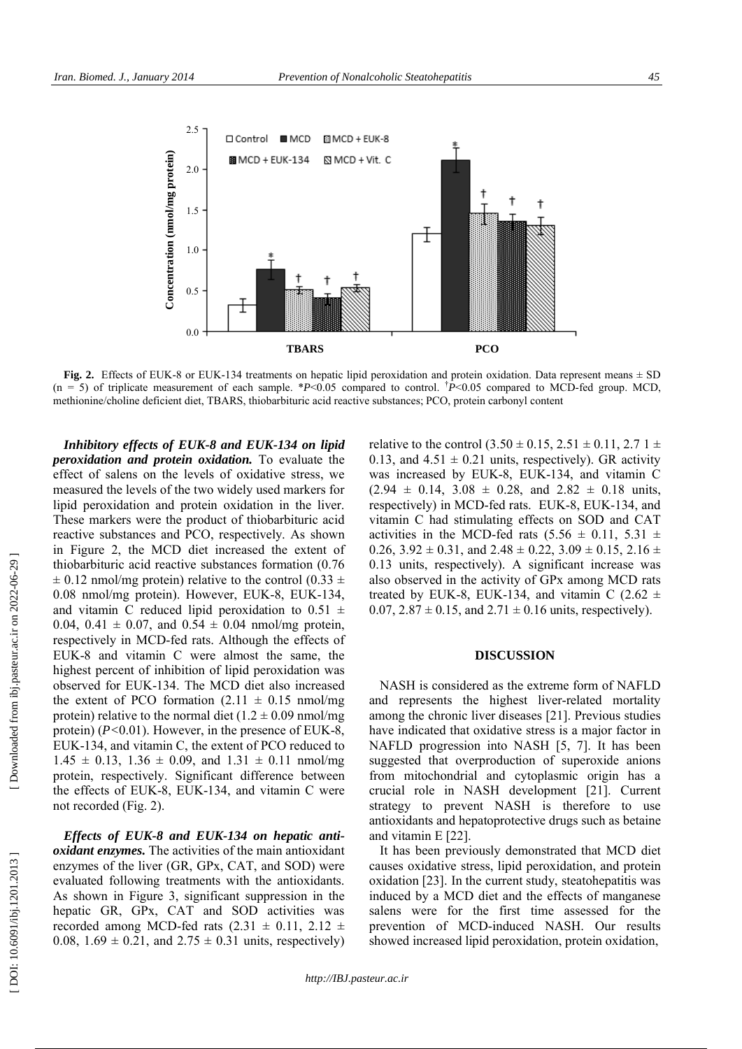**Fig. 2.** Effects of EUK-8 or EUK-134 treatments on hepatic lipid peroxidation and protein oxidation. Data represent means ± SD (n = 5) of triplicate measurement of each sample. \*$P<0.05$ compared to control. †$P<0.05$ compared to MCD-fed group. MCD, methionine/choline deficient diet, TBARS, thiobarbituric acid reactive substances; PCO, protein carbonyl content

***Inhibitory effects of EUK-8 and EUK-134 on lipid peroxidation and protein oxidation.*** To evaluate the effect of salens on the levels of oxidative stress, we measured the levels of the two widely used markers for lipid peroxidation and protein oxidation in the liver. These markers were the product of thiobarbituric acid reactive substances and PCO, respectively. As shown in Figure 2, the MCD diet increased the extent of thiobarbituric acid reactive substances formation (0.76 ± 0.12 nmol/mg protein) relative to the control (0.33 ± 0.08 nmol/mg protein). However, EUK-8, EUK-134, and vitamin C reduced lipid peroxidation to 0.51 ± 0.04, 0.41 ± 0.07, and 0.54 ± 0.04 nmol/mg protein, respectively in MCD-fed rats. Although the effects of EUK-8 and vitamin C were almost the same, the highest percent of inhibition of lipid peroxidation was observed for EUK-134. The MCD diet also increased the extent of PCO formation (2.11 ± 0.15 nmol/mg protein) relative to the normal diet (1.2 ± 0.09 nmol/mg protein) ($P<0.01$). However, in the presence of EUK-8, EUK-134, and vitamin C, the extent of PCO reduced to 1.45 ± 0.13, 1.36 ± 0.09, and 1.31 ± 0.11 nmol/mg protein, respectively. Significant difference between the effects of EUK-8, EUK-134, and vitamin C were not recorded (Fig. 2).

***Effects of EUK-8 and EUK-134 on hepatic antioxidant enzymes.*** The activities of the main antioxidant enzymes of the liver (GR, GPx, CAT, and SOD) were evaluated following treatments with the antioxidants. As shown in Figure 3, significant suppression in the hepatic GR, GPx, CAT and SOD activities was recorded among MCD-fed rats (2.31 ± 0.11, 2.12 ± 0.08, 1.69 ± 0.21, and 2.75 ± 0.31 units, respectively) relative to the control (3.50 ± 0.15, 2.51 ± 0.11, 2.7 1 ± 0.13, and 4.51 ± 0.21 units, respectively). GR activity was increased by EUK-8, EUK-134, and vitamin C (2.94 ± 0.14, 3.08 ± 0.28, and 2.82 ± 0.18 units, respectively) in MCD-fed rats. EUK-8, EUK-134, and vitamin C had stimulating effects on SOD and CAT activities in the MCD-fed rats (5.56 ± 0.11, 5.31 ± 0.26, 3.92 ± 0.31, and 2.48 ± 0.22, 3.09 ± 0.15, 2.16 ± 0.13 units, respectively). A significant increase was also observed in the activity of GPx among MCD rats treated by EUK-8, EUK-134, and vitamin C (2.62 ± 0.07, 2.87 ± 0.15, and 2.71 ± 0.16 units, respectively).

## DISCUSSION

NASH is considered as the extreme form of NAFLD and represents the highest liver-related mortality among the chronic liver diseases [21]. Previous studies have indicated that oxidative stress is a major factor in NAFLD progression into NASH [5, 7]. It has been suggested that overproduction of superoxide anions from mitochondrial and cytoplasmic origin has a crucial role in NASH development [21]. Current strategy to prevent NASH is therefore to use antioxidants and hepatoprotective drugs such as betaine and vitamin E [22].

It has been previously demonstrated that MCD diet causes oxidative stress, lipid peroxidation, and protein oxidation [23]. In the current study, steatohepatitis was induced by a MCD diet and the effects of manganese salens were for the first time assessed for the prevention of MCD-induced NASH. Our results showed increased lipid peroxidation, protein oxidation,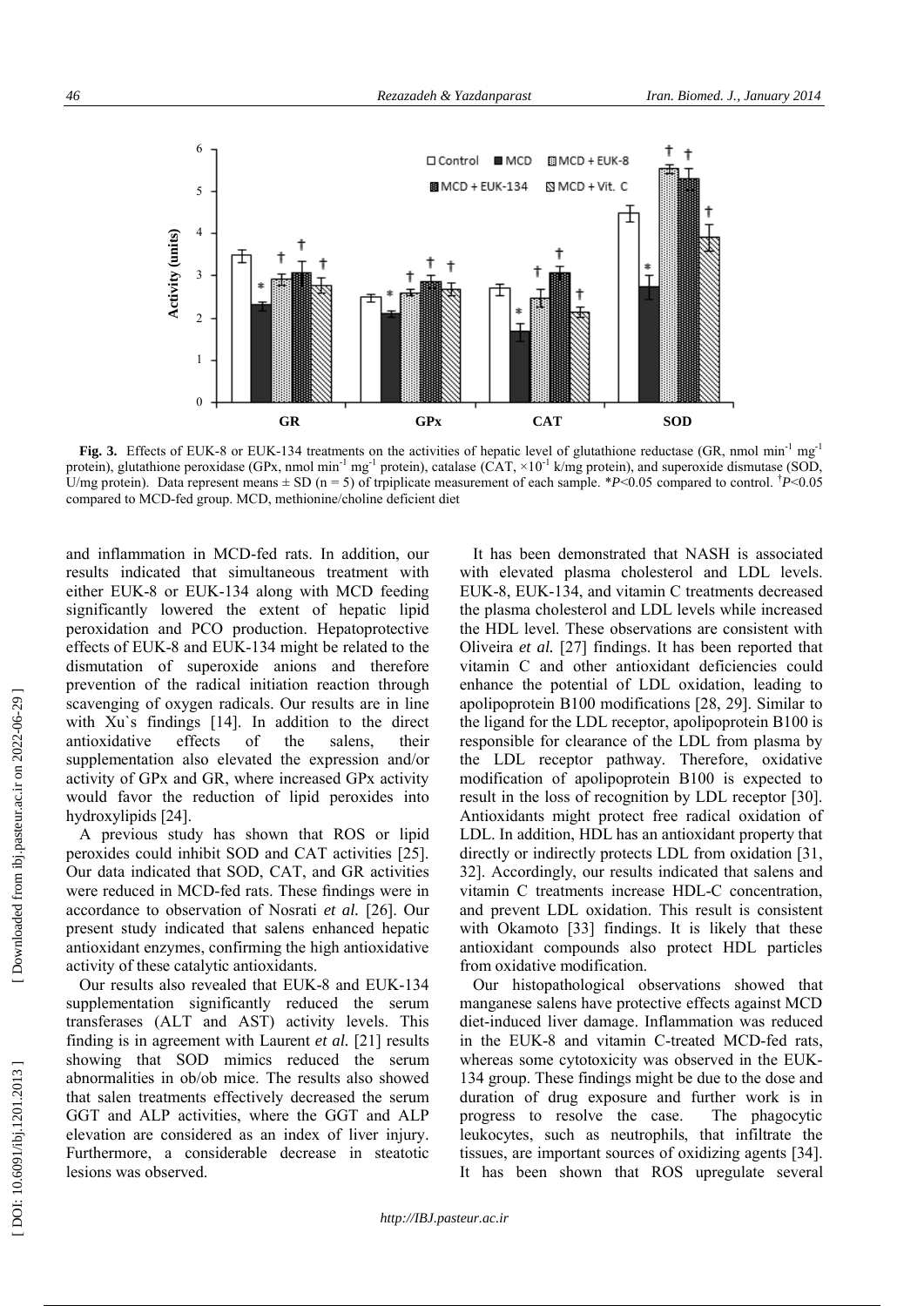**Fig. 3.** Effects of EUK-8 or EUK-134 treatments on the activities of hepatic level of glutathione reductase (GR, nmol min$^{-1}$ mg$^{-1}$ protein), glutathione peroxidase (GPx, nmol min$^{-1}$ mg$^{-1}$ protein), catalase (CAT, $\times 10^{-1}$ k/mg protein), and superoxide dismutase (SOD, U/mg protein). Data represent means ± SD (n = 5) of trpiplicate measurement of each sample. *$P<0.05$ compared to control. $^{\dagger}P<0.05$ compared to MCD-fed group. MCD, methionine/choline deficient diet

and inflammation in MCD-fed rats. In addition, our results indicated that simultaneous treatment with either EUK-8 or EUK-134 along with MCD feeding significantly lowered the extent of hepatic lipid peroxidation and PCO production. Hepatoprotective effects of EUK-8 and EUK-134 might be related to the dismutation of superoxide anions and therefore prevention of the radical initiation reaction through scavenging of oxygen radicals. Our results are in line with Xu`s findings [14]. In addition to the direct antioxidative effects of the salens, their supplementation also elevated the expression and/or activity of GPx and GR, where increased GPx activity would favor the reduction of lipid peroxides into hydroxylipids [24].

A previous study has shown that ROS or lipid peroxides could inhibit SOD and CAT activities [25]. Our data indicated that SOD, CAT, and GR activities were reduced in MCD-fed rats. These findings were in accordance to observation of Nosrati *et al.* [26]. Our present study indicated that salens enhanced hepatic antioxidant enzymes, confirming the high antioxidative activity of these catalytic antioxidants.

Our results also revealed that EUK-8 and EUK-134 supplementation significantly reduced the serum transferases (ALT and AST) activity levels. This finding is in agreement with Laurent *et al.* [21] results showing that SOD mimics reduced the serum abnormalities in ob/ob mice. The results also showed that salen treatments effectively decreased the serum GGT and ALP activities, where the GGT and ALP elevation are considered as an index of liver injury. Furthermore, a considerable decrease in steatotic lesions was observed.

It has been demonstrated that NASH is associated with elevated plasma cholesterol and LDL levels. EUK-8, EUK-134, and vitamin C treatments decreased the plasma cholesterol and LDL levels while increased the HDL level. These observations are consistent with Oliveira *et al.* [27] findings. It has been reported that vitamin C and other antioxidant deficiencies could enhance the potential of LDL oxidation, leading to apolipoprotein B100 modifications [28, 29]. Similar to the ligand for the LDL receptor, apolipoprotein B100 is responsible for clearance of the LDL from plasma by the LDL receptor pathway. Therefore, oxidative modification of apolipoprotein B100 is expected to result in the loss of recognition by LDL receptor [30]. Antioxidants might protect free radical oxidation of LDL. In addition, HDL has an antioxidant property that directly or indirectly protects LDL from oxidation [31, 32]. Accordingly, our results indicated that salens and vitamin C treatments increase HDL-C concentration, and prevent LDL oxidation. This result is consistent with Okamoto [33] findings. It is likely that these antioxidant compounds also protect HDL particles from oxidative modification.

Our histopathological observations showed that manganese salens have protective effects against MCD diet-induced liver damage. Inflammation was reduced in the EUK-8 and vitamin C-treated MCD-fed rats, whereas some cytotoxicity was observed in the EUK-134 group. These findings might be due to the dose and duration of drug exposure and further work is in progress to resolve the case. The phagocytic leukocytes, such as neutrophils, that infiltrate the tissues, are important sources of oxidizing agents [34]. It has been shown that ROS upregulate several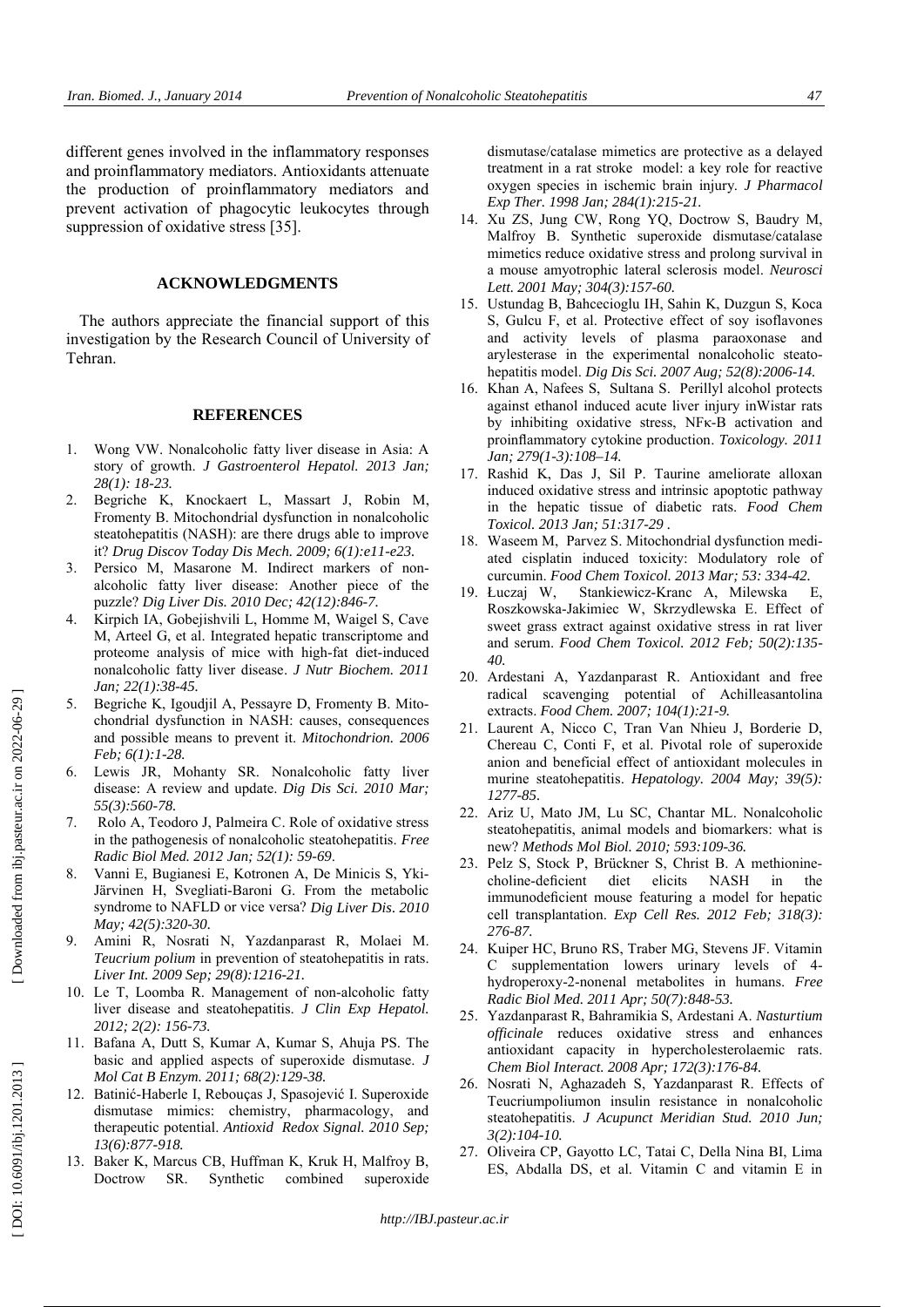different genes involved in the inflammatory responses and proinflammatory mediators. Antioxidants attenuate the production of proinflammatory mediators and prevent activation of phagocytic leukocytes through suppression of oxidative stress [35].

## ACKNOWLEDGMENTS

The authors appreciate the financial support of this investigation by the Research Council of University of Tehran.

## REFERENCES

1. Wong VW. Nonalcoholic fatty liver disease in Asia: A story of growth. *J Gastroenterol Hepatol. 2013 Jan; 28(1): 18-23.*
2. Begriche K, Knockaert L, Massart J, Robin M, Fromenty B. Mitochondrial dysfunction in nonalcoholic steatohepatitis (NASH): are there drugs able to improve it? *Drug Discov Today Dis Mech. 2009; 6(1):e11-e23.*
3. Persico M, Masarone M. Indirect markers of non-alcoholic fatty liver disease: Another piece of the puzzle? *Dig Liver Dis. 2010 Dec; 42(12):846-7.*
4. Kirpich IA, Gobejishvili L, Homme M, Waigel S, Cave M, Arteel G, et al. Integrated hepatic transcriptome and proteome analysis of mice with high-fat diet-induced nonalcoholic fatty liver disease. *J Nutr Biochem. 2011 Jan; 22(1):38-45.*
5. Begriche K, Igoudjil A, Pessayre D, Fromenty B. Mitochondrial dysfunction in NASH: causes, consequences and possible means to prevent it. *Mitochondrion. 2006 Feb; 6(1):1-28.*
6. Lewis JR, Mohanty SR. Nonalcoholic fatty liver disease: A review and update. *Dig Dis Sci. 2010 Mar; 55(3):560-78.*
7. Rolo A, Teodoro J, Palmeira C. Role of oxidative stress in the pathogenesis of nonalcoholic steatohepatitis. *Free Radic Biol Med. 2012 Jan; 52(1): 59-69.*
8. Vanni E, Bugianesi E, Kotronen A, De Minicis S, Yki-Järvinen H, Svegliati-Baroni G. From the metabolic syndrome to NAFLD or vice versa? *Dig Liver Dis. 2010 May; 42(5):320-30.*
9. Amini R, Nosrati N, Yazdanparast R, Molaei M. *Teucrium polium* in prevention of steatohepatitis in rats. *Liver Int. 2009 Sep; 29(8):1216-21.*
10. Le T, Loomba R. Management of non-alcoholic fatty liver disease and steatohepatitis. *J Clin Exp Hepatol. 2012; 2(2): 156-73.*
11. Bafana A, Dutt S, Kumar A, Kumar S, Ahuja PS. The basic and applied aspects of superoxide dismutase. *J Mol Cat B Enzym. 2011; 68(2):129-38.*
12. Batinić-Haberle I, Rebouças J, Spasojević I. Superoxide dismutase mimics: chemistry, pharmacology, and therapeutic potential. *Antioxid Redox Signal. 2010 Sep; 13(6):877-918.*
13. Baker K, Marcus CB, Huffman K, Kruk H, Malfroy B, Doctrow SR. Synthetic combined superoxide dismutase/catalase mimetics are protective as a delayed treatment in a rat stroke model: a key role for reactive oxygen species in ischemic brain injury. *J Pharmacol Exp Ther. 1998 Jan; 284(1):215-21.*
14. Xu ZS, Jung CW, Rong YQ, Doctrow S, Baudry M, Malfroy B. Synthetic superoxide dismutase/catalase mimetics reduce oxidative stress and prolong survival in a mouse amyotrophic lateral sclerosis model. *Neurosci Lett. 2001 May; 304(3):157-60.*
15. Ustundag B, Bahcecioglu IH, Sahin K, Duzgun S, Koca S, Gulcu F, et al. Protective effect of soy isoflavones and activity levels of plasma paraoxonase and arylesterase in the experimental nonalcoholic steatohepatitis model. *Dig Dis Sci. 2007 Aug; 52(8):2006-14.*
16. Khan A, Nafees S, Sultana S. Perillyl alcohol protects against ethanol induced acute liver injury inWistar rats by inhibiting oxidative stress, NFκ-B activation and proinflammatory cytokine production. *Toxicology. 2011 Jan; 279(1-3):108–14.*
17. Rashid K, Das J, Sil P. Taurine ameliorate alloxan induced oxidative stress and intrinsic apoptotic pathway in the hepatic tissue of diabetic rats. *Food Chem Toxicol. 2013 Jan; 51:317-29 .*
18. Waseem M, Parvez S. Mitochondrial dysfunction mediated cisplatin induced toxicity: Modulatory role of curcumin. *Food Chem Toxicol. 2013 Mar; 53: 334-42.*
19. Łuczaj W, Stankiewicz-Kranc A, Milewska E, Roszkowska-Jakimiec W, Skrzydlewska E. Effect of sweet grass extract against oxidative stress in rat liver and serum. *Food Chem Toxicol. 2012 Feb; 50(2):135-40.*
20. Ardestani A, Yazdanparast R. Antioxidant and free radical scavenging potential of Achilleasantolina extracts. *Food Chem. 2007; 104(1):21-9.*
21. Laurent A, Nicco C, Tran Van Nhieu J, Borderie D, Chereau C, Conti F, et al. Pivotal role of superoxide anion and beneficial effect of antioxidant molecules in murine steatohepatitis. *Hepatology. 2004 May; 39(5): 1277-85.*
22. Ariz U, Mato JM, Lu SC, Chantar ML. Nonalcoholic steatohepatitis, animal models and biomarkers: what is new? *Methods Mol Biol. 2010; 593:109-36.*
23. Pelz S, Stock P, Brückner S, Christ B. A methionine-choline-deficient diet elicits NASH in the immunodeficient mouse featuring a model for hepatic cell transplantation. *Exp Cell Res. 2012 Feb; 318(3): 276-87.*
24. Kuiper HC, Bruno RS, Traber MG, Stevens JF. Vitamin C supplementation lowers urinary levels of 4-hydroperoxy-2-nonenal metabolites in humans. *Free Radic Biol Med. 2011 Apr; 50(7):848-53.*
25. Yazdanparast R, Bahramikia S, Ardestani A. *Nasturtium officinale* reduces oxidative stress and enhances antioxidant capacity in hypercholesterolaemic rats. *Chem Biol Interact. 2008 Apr; 172(3):176-84.*
26. Nosrati N, Aghazadeh S, Yazdanparast R. Effects of Teucriumpoliumon insulin resistance in nonalcoholic steatohepatitis. *J Acupunct Meridian Stud. 2010 Jun; 3(2):104-10.*
27. Oliveira CP, Gayotto LC, Tatai C, Della Nina BI, Lima ES, Abdalla DS, et al. Vitamin C and vitamin E in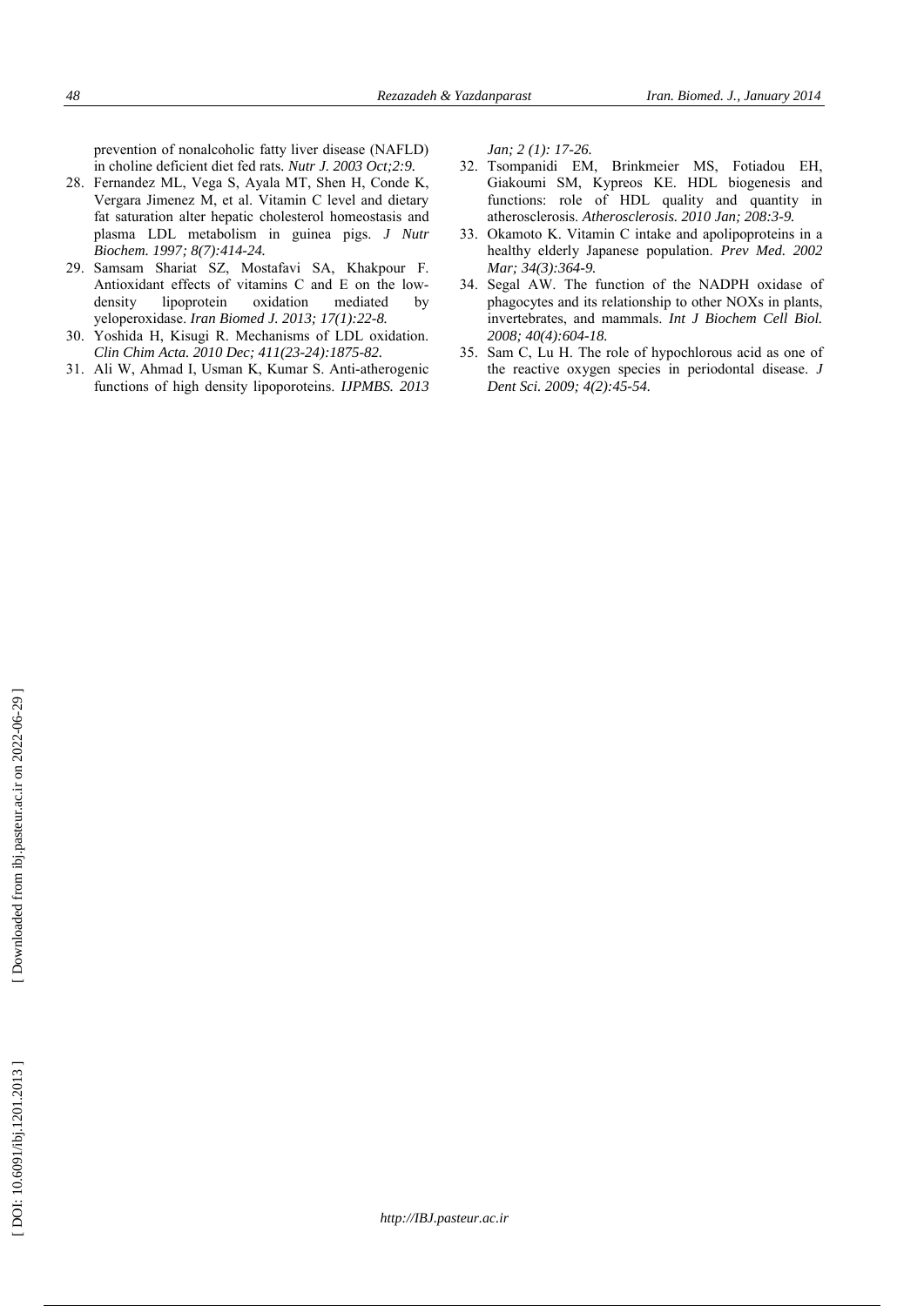prevention of nonalcoholic fatty liver disease (NAFLD) in choline deficient diet fed rats. *Nutr J. 2003 Oct;2:9.*

28. Fernandez ML, Vega S, Ayala MT, Shen H, Conde K, Vergara Jimenez M, et al. Vitamin C level and dietary fat saturation alter hepatic cholesterol homeostasis and plasma LDL metabolism in guinea pigs. *J Nutr Biochem. 1997; 8(7):414-24.*
29. Samsam Shariat SZ, Mostafavi SA, Khakpour F. Antioxidant effects of vitamins C and E on the low-density lipoprotein oxidation mediated by yeloperoxidase. *Iran Biomed J. 2013; 17(1):22-8.*
30. Yoshida H, Kisugi R. Mechanisms of LDL oxidation. *Clin Chim Acta. 2010 Dec; 411(23-24):1875-82.*
31. Ali W, Ahmad I, Usman K, Kumar S. Anti-atherogenic functions of high density lipoporoteins. *IJPMBS. 2013 Jan; 2 (1): 17-26.*
32. Tsompanidi EM, Brinkmeier MS, Fotiadou EH, Giakoumi SM, Kypreos KE. HDL biogenesis and functions: role of HDL quality and quantity in atherosclerosis. *Atherosclerosis. 2010 Jan; 208:3-9.*
33. Okamoto K. Vitamin C intake and apolipoproteins in a healthy elderly Japanese population. *Prev Med. 2002 Mar; 34(3):364-9.*
34. Segal AW. The function of the NADPH oxidase of phagocytes and its relationship to other NOXs in plants, invertebrates, and mammals. *Int J Biochem Cell Biol. 2008; 40(4):604-18.*
35. Sam C, Lu H. The role of hypochlorous acid as one of the reactive oxygen species in periodontal disease. *J Dent Sci. 2009; 4(2):45-54.*